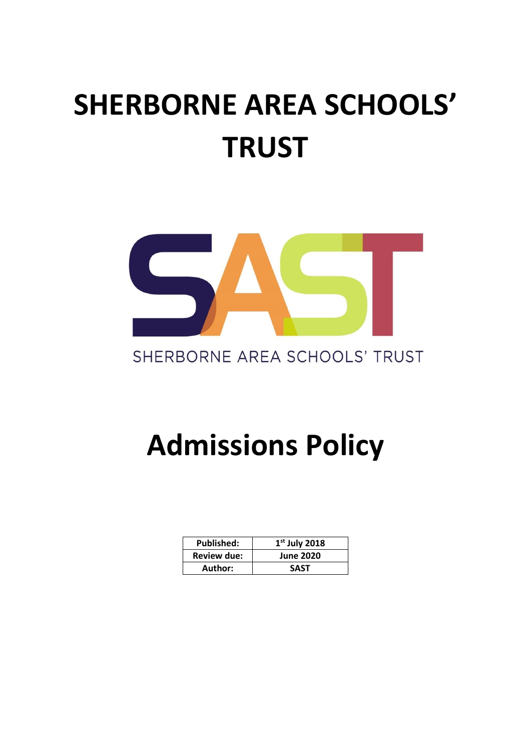# SHERBORNE AREA SCHOOLS' TRUST

SHERBORNE AREA SCHOOLS' TRUST

# Admissions Policy

| Published: | 1st July 2018 |
|---|---|
| Review due: | June 2020 |
| Author: | SAST |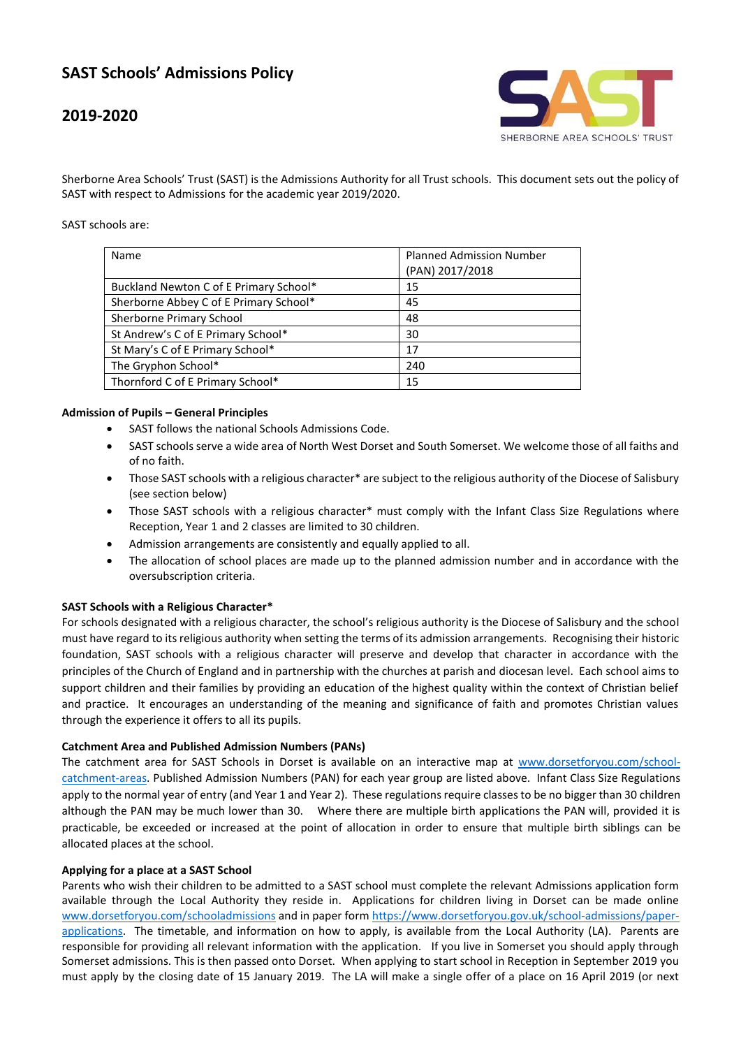# SAST Schools' Admissions Policy

## 2019-2020

SHERBORNE AREA SCHOOLS' TRUST

Sherborne Area Schools' Trust (SAST) is the Admissions Authority for all Trust schools. This document sets out the policy of SAST with respect to Admissions for the academic year 2019/2020.

SAST schools are:

| Name | Planned Admission Number (PAN) 2017/2018 |
|---|---|
| Buckland Newton C of E Primary School* | 15 |
| Sherborne Abbey C of E Primary School* | 45 |
| Sherborne Primary School | 48 |
| St Andrew's C of E Primary School* | 30 |
| St Mary's C of E Primary School* | 17 |
| The Gryphon School* | 240 |
| Thornford C of E Primary School* | 15 |

**Admission of Pupils – General Principles**

- SAST follows the national Schools Admissions Code.
- SAST schools serve a wide area of North West Dorset and South Somerset. We welcome those of all faiths and of no faith.
- Those SAST schools with a religious character* are subject to the religious authority of the Diocese of Salisbury (see section below)
- Those SAST schools with a religious character* must comply with the Infant Class Size Regulations where Reception, Year 1 and 2 classes are limited to 30 children.
- Admission arrangements are consistently and equally applied to all.
- The allocation of school places are made up to the planned admission number and in accordance with the oversubscription criteria.

**SAST Schools with a Religious Character***

For schools designated with a religious character, the school's religious authority is the Diocese of Salisbury and the school must have regard to its religious authority when setting the terms of its admission arrangements. Recognising their historic foundation, SAST schools with a religious character will preserve and develop that character in accordance with the principles of the Church of England and in partnership with the churches at parish and diocesan level. Each school aims to support children and their families by providing an education of the highest quality within the context of Christian belief and practice. It encourages an understanding of the meaning and significance of faith and promotes Christian values through the experience it offers to all its pupils.

**Catchment Area and Published Admission Numbers (PANs)**

The catchment area for SAST Schools in Dorset is available on an interactive map at www.dorsetforyou.com/school-catchment-areas. Published Admission Numbers (PAN) for each year group are listed above. Infant Class Size Regulations apply to the normal year of entry (and Year 1 and Year 2). These regulations require classes to be no bigger than 30 children although the PAN may be much lower than 30. Where there are multiple birth applications the PAN will, provided it is practicable, be exceeded or increased at the point of allocation in order to ensure that multiple birth siblings can be allocated places at the school.

**Applying for a place at a SAST School**

Parents who wish their children to be admitted to a SAST school must complete the relevant Admissions application form available through the Local Authority they reside in. Applications for children living in Dorset can be made online www.dorsetforyou.com/schooladmissions and in paper form https://www.dorsetforyou.gov.uk/school-admissions/paper-applications. The timetable, and information on how to apply, is available from the Local Authority (LA). Parents are responsible for providing all relevant information with the application. If you live in Somerset you should apply through Somerset admissions. This is then passed onto Dorset. When applying to start school in Reception in September 2019 you must apply by the closing date of 15 January 2019. The LA will make a single offer of a place on 16 April 2019 (or next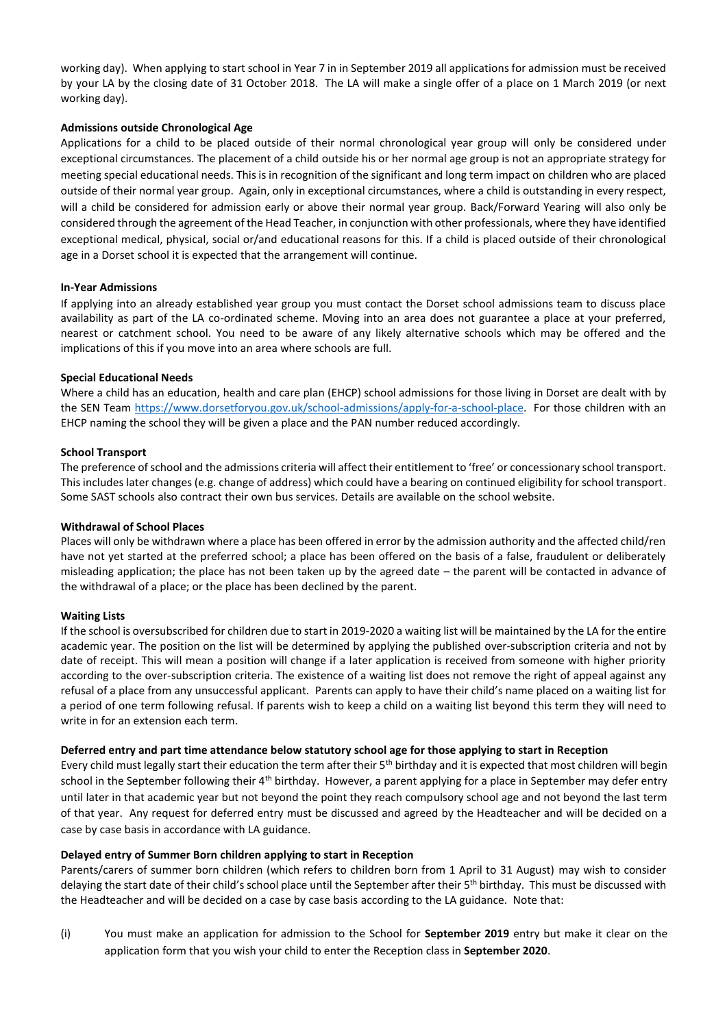working day). When applying to start school in Year 7 in in September 2019 all applications for admission must be received by your LA by the closing date of 31 October 2018. The LA will make a single offer of a place on 1 March 2019 (or next working day).

**Admissions outside Chronological Age**

Applications for a child to be placed outside of their normal chronological year group will only be considered under exceptional circumstances. The placement of a child outside his or her normal age group is not an appropriate strategy for meeting special educational needs. This is in recognition of the significant and long term impact on children who are placed outside of their normal year group. Again, only in exceptional circumstances, where a child is outstanding in every respect, will a child be considered for admission early or above their normal year group. Back/Forward Yearing will also only be considered through the agreement of the Head Teacher, in conjunction with other professionals, where they have identified exceptional medical, physical, social or/and educational reasons for this. If a child is placed outside of their chronological age in a Dorset school it is expected that the arrangement will continue.

**In-Year Admissions**

If applying into an already established year group you must contact the Dorset school admissions team to discuss place availability as part of the LA co-ordinated scheme. Moving into an area does not guarantee a place at your preferred, nearest or catchment school. You need to be aware of any likely alternative schools which may be offered and the implications of this if you move into an area where schools are full.

**Special Educational Needs**

Where a child has an education, health and care plan (EHCP) school admissions for those living in Dorset are dealt with by the SEN Team https://www.dorsetforyou.gov.uk/school-admissions/apply-for-a-school-place. For those children with an EHCP naming the school they will be given a place and the PAN number reduced accordingly.

**School Transport**

The preference of school and the admissions criteria will affect their entitlement to 'free' or concessionary school transport. This includes later changes (e.g. change of address) which could have a bearing on continued eligibility for school transport. Some SAST schools also contract their own bus services. Details are available on the school website.

**Withdrawal of School Places**

Places will only be withdrawn where a place has been offered in error by the admission authority and the affected child/ren have not yet started at the preferred school; a place has been offered on the basis of a false, fraudulent or deliberately misleading application; the place has not been taken up by the agreed date – the parent will be contacted in advance of the withdrawal of a place; or the place has been declined by the parent.

**Waiting Lists**

If the school is oversubscribed for children due to start in 2019-2020 a waiting list will be maintained by the LA for the entire academic year. The position on the list will be determined by applying the published over-subscription criteria and not by date of receipt. This will mean a position will change if a later application is received from someone with higher priority according to the over-subscription criteria. The existence of a waiting list does not remove the right of appeal against any refusal of a place from any unsuccessful applicant. Parents can apply to have their child's name placed on a waiting list for a period of one term following refusal. If parents wish to keep a child on a waiting list beyond this term they will need to write in for an extension each term.

**Deferred entry and part time attendance below statutory school age for those applying to start in Reception**

Every child must legally start their education the term after their 5th birthday and it is expected that most children will begin school in the September following their 4th birthday. However, a parent applying for a place in September may defer entry until later in that academic year but not beyond the point they reach compulsory school age and not beyond the last term of that year. Any request for deferred entry must be discussed and agreed by the Headteacher and will be decided on a case by case basis in accordance with LA guidance.

**Delayed entry of Summer Born children applying to start in Reception**

Parents/carers of summer born children (which refers to children born from 1 April to 31 August) may wish to consider delaying the start date of their child's school place until the September after their 5th birthday. This must be discussed with the Headteacher and will be decided on a case by case basis according to the LA guidance. Note that:

(i) You must make an application for admission to the School for **September 2019** entry but make it clear on the application form that you wish your child to enter the Reception class in **September 2020**.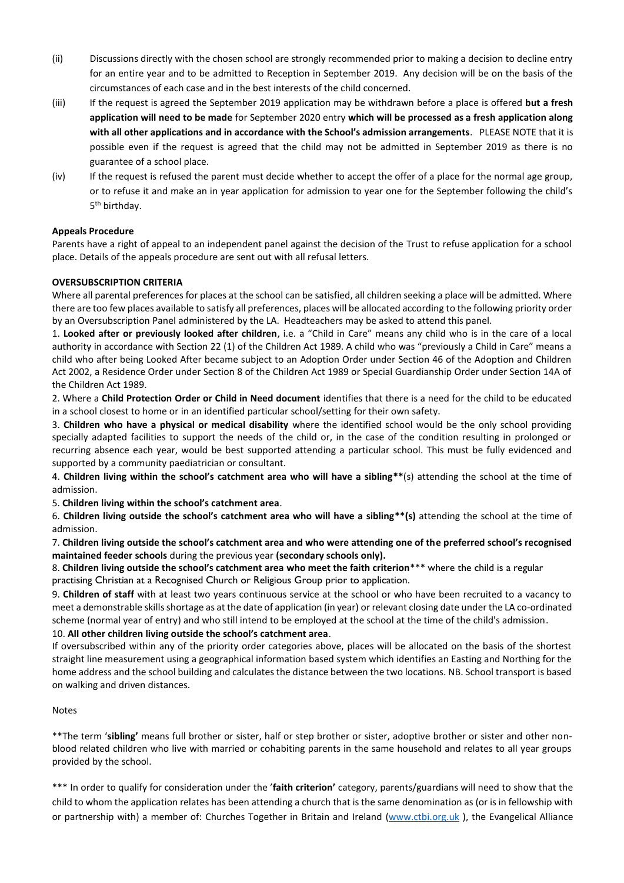(ii) Discussions directly with the chosen school are strongly recommended prior to making a decision to decline entry for an entire year and to be admitted to Reception in September 2019. Any decision will be on the basis of the circumstances of each case and in the best interests of the child concerned.

(iii) If the request is agreed the September 2019 application may be withdrawn before a place is offered **but a fresh application will need to be made** for September 2020 entry **which will be processed as a fresh application along with all other applications and in accordance with the School's admission arrangements**. PLEASE NOTE that it is possible even if the request is agreed that the child may not be admitted in September 2019 as there is no guarantee of a school place.

(iv) If the request is refused the parent must decide whether to accept the offer of a place for the normal age group, or to refuse it and make an in year application for admission to year one for the September following the child's 5th birthday.

**Appeals Procedure**

Parents have a right of appeal to an independent panel against the decision of the Trust to refuse application for a school place. Details of the appeals procedure are sent out with all refusal letters.

**OVERSUBSCRIPTION CRITERIA**

Where all parental preferences for places at the school can be satisfied, all children seeking a place will be admitted. Where there are too few places available to satisfy all preferences, places will be allocated according to the following priority order by an Oversubscription Panel administered by the LA. Headteachers may be asked to attend this panel.

1. **Looked after or previously looked after children**, i.e. a "Child in Care" means any child who is in the care of a local authority in accordance with Section 22 (1) of the Children Act 1989. A child who was "previously a Child in Care" means a child who after being Looked After became subject to an Adoption Order under Section 46 of the Adoption and Children Act 2002, a Residence Order under Section 8 of the Children Act 1989 or Special Guardianship Order under Section 14A of the Children Act 1989.

2. Where a **Child Protection Order or Child in Need document** identifies that there is a need for the child to be educated in a school closest to home or in an identified particular school/setting for their own safety.

3. **Children who have a physical or medical disability** where the identified school would be the only school providing specially adapted facilities to support the needs of the child or, in the case of the condition resulting in prolonged or recurring absence each year, would be best supported attending a particular school. This must be fully evidenced and supported by a community paediatrician or consultant.

4. **Children living within the school's catchment area who will have a sibling\*\***(s) attending the school at the time of admission.

5. **Children living within the school's catchment area**.

6. **Children living outside the school's catchment area who will have a sibling\*\*(s)** attending the school at the time of admission.

7. **Children living outside the school's catchment area and who were attending one of the preferred school's recognised maintained feeder schools** during the previous year **(secondary schools only).**

8. **Children living outside the school's catchment area who meet the faith criterion**\*\*\* where the child is a regular practising Christian at a Recognised Church or Religious Group prior to application.

9. **Children of staff** with at least two years continuous service at the school or who have been recruited to a vacancy to meet a demonstrable skills shortage as at the date of application (in year) or relevant closing date under the LA co-ordinated scheme (normal year of entry) and who still intend to be employed at the school at the time of the child's admission.

10. **All other children living outside the school's catchment area**.

If oversubscribed within any of the priority order categories above, places will be allocated on the basis of the shortest straight line measurement using a geographical information based system which identifies an Easting and Northing for the home address and the school building and calculates the distance between the two locations. NB. School transport is based on walking and driven distances.

Notes

\*\*The term '**sibling'** means full brother or sister, half or step brother or sister, adoptive brother or sister and other non-blood related children who live with married or cohabiting parents in the same household and relates to all year groups provided by the school.

\*\*\* In order to qualify for consideration under the '**faith criterion'** category, parents/guardians will need to show that the child to whom the application relates has been attending a church that is the same denomination as (or is in fellowship with or partnership with) a member of: Churches Together in Britain and Ireland (www.ctbi.org.uk ), the Evangelical Alliance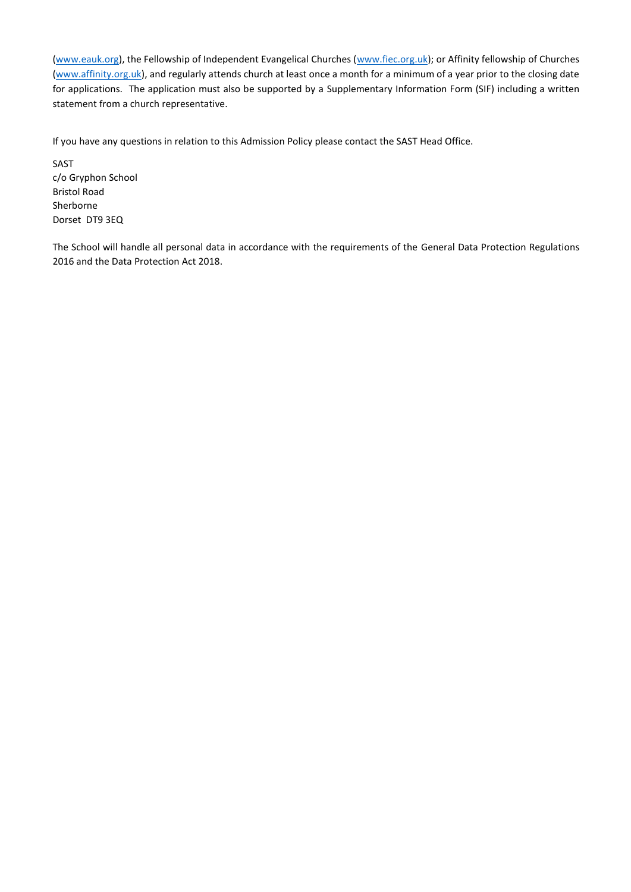(www.eauk.org), the Fellowship of Independent Evangelical Churches (www.fiec.org.uk); or Affinity fellowship of Churches (www.affinity.org.uk), and regularly attends church at least once a month for a minimum of a year prior to the closing date for applications. The application must also be supported by a Supplementary Information Form (SIF) including a written statement from a church representative.

If you have any questions in relation to this Admission Policy please contact the SAST Head Office.

SAST  
c/o Gryphon School  
Bristol Road  
Sherborne  
Dorset DT9 3EQ

The School will handle all personal data in accordance with the requirements of the General Data Protection Regulations 2016 and the Data Protection Act 2018.